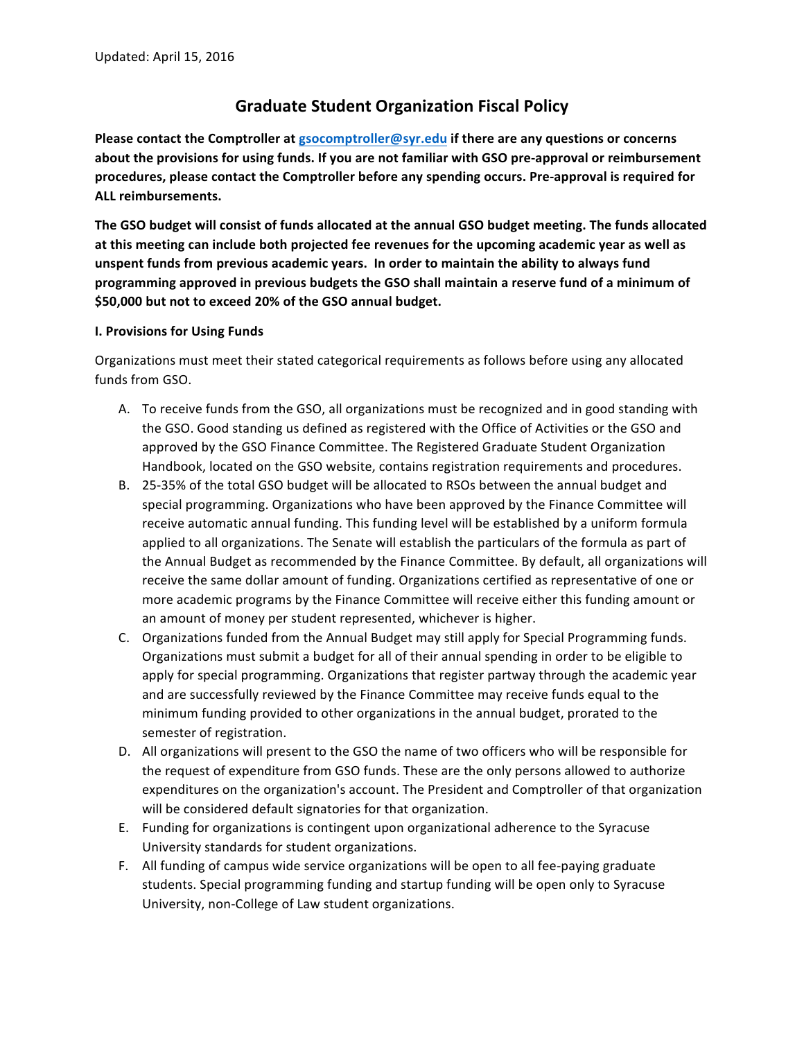Updated: April 15, 2016

# Graduate Student Organization Fiscal Policy

**Please contact the Comptroller at [gsocomptroller@syr.edu](mailto:gsocomptroller@syr.edu) if there are any questions or concerns about the provisions for using funds. If you are not familiar with GSO pre-approval or reimbursement procedures, please contact the Comptroller before any spending occurs. Pre-approval is required for ALL reimbursements.**

**The GSO budget will consist of funds allocated at the annual GSO budget meeting. The funds allocated at this meeting can include both projected fee revenues for the upcoming academic year as well as unspent funds from previous academic years. In order to maintain the ability to always fund programming approved in previous budgets the GSO shall maintain a reserve fund of a minimum of $50,000 but not to exceed 20% of the GSO annual budget.**

## I. Provisions for Using Funds

Organizations must meet their stated categorical requirements as follows before using any allocated funds from GSO.

A. To receive funds from the GSO, all organizations must be recognized and in good standing with the GSO. Good standing us defined as registered with the Office of Activities or the GSO and approved by the GSO Finance Committee. The Registered Graduate Student Organization Handbook, located on the GSO website, contains registration requirements and procedures.

B. 25-35% of the total GSO budget will be allocated to RSOs between the annual budget and special programming. Organizations who have been approved by the Finance Committee will receive automatic annual funding. This funding level will be established by a uniform formula applied to all organizations. The Senate will establish the particulars of the formula as part of the Annual Budget as recommended by the Finance Committee. By default, all organizations will receive the same dollar amount of funding. Organizations certified as representative of one or more academic programs by the Finance Committee will receive either this funding amount or an amount of money per student represented, whichever is higher.

C. Organizations funded from the Annual Budget may still apply for Special Programming funds. Organizations must submit a budget for all of their annual spending in order to be eligible to apply for special programming. Organizations that register partway through the academic year and are successfully reviewed by the Finance Committee may receive funds equal to the minimum funding provided to other organizations in the annual budget, prorated to the semester of registration.

D. All organizations will present to the GSO the name of two officers who will be responsible for the request of expenditure from GSO funds. These are the only persons allowed to authorize expenditures on the organization's account. The President and Comptroller of that organization will be considered default signatories for that organization.

E. Funding for organizations is contingent upon organizational adherence to the Syracuse University standards for student organizations.

F. All funding of campus wide service organizations will be open to all fee-paying graduate students. Special programming funding and startup funding will be open only to Syracuse University, non-College of Law student organizations.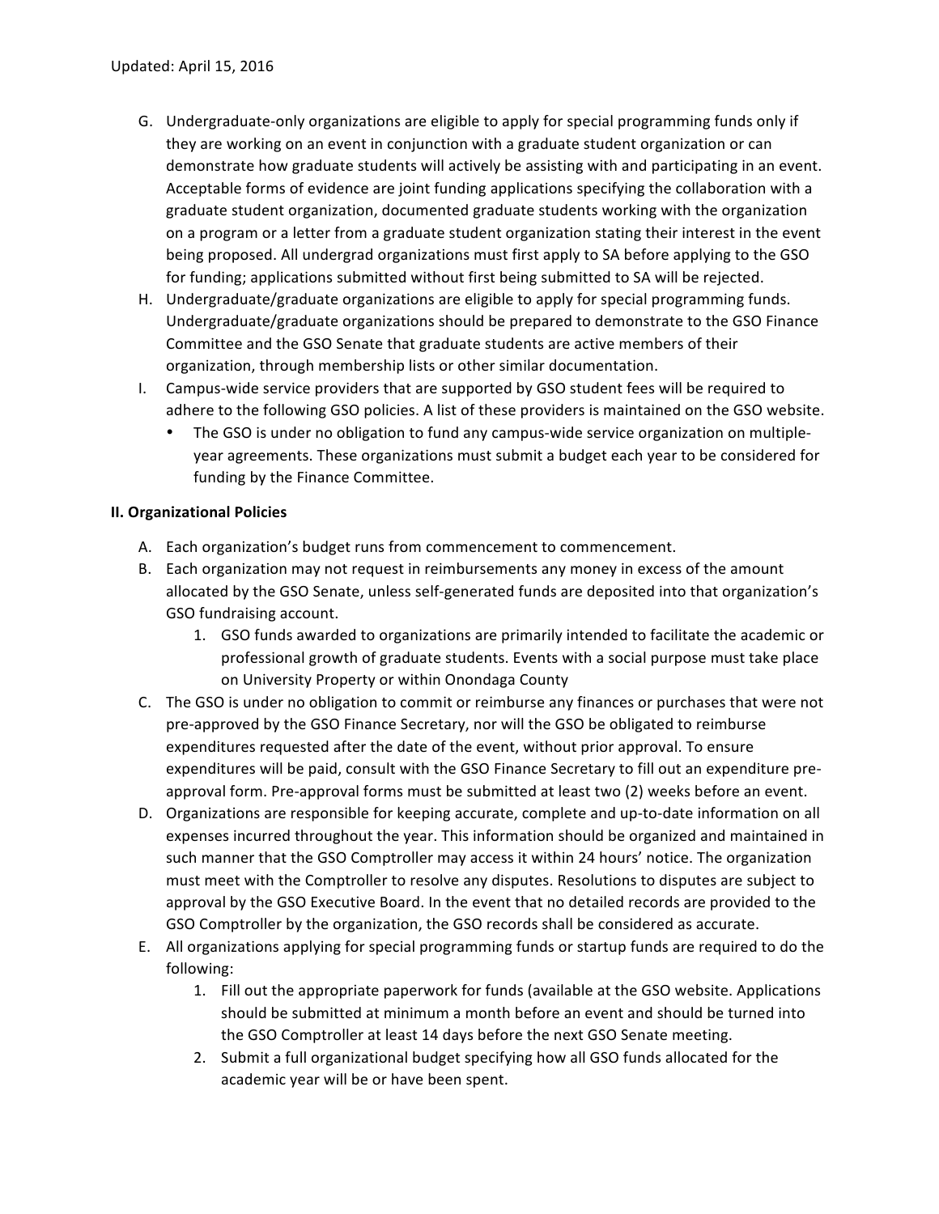G. Undergraduate-only organizations are eligible to apply for special programming funds only if they are working on an event in conjunction with a graduate student organization or can demonstrate how graduate students will actively be assisting with and participating in an event. Acceptable forms of evidence are joint funding applications specifying the collaboration with a graduate student organization, documented graduate students working with the organization on a program or a letter from a graduate student organization stating their interest in the event being proposed. All undergrad organizations must first apply to SA before applying to the GSO for funding; applications submitted without first being submitted to SA will be rejected.

H. Undergraduate/graduate organizations are eligible to apply for special programming funds. Undergraduate/graduate organizations should be prepared to demonstrate to the GSO Finance Committee and the GSO Senate that graduate students are active members of their organization, through membership lists or other similar documentation.

I. Campus-wide service providers that are supported by GSO student fees will be required to adhere to the following GSO policies. A list of these providers is maintained on the GSO website.
   - The GSO is under no obligation to fund any campus-wide service organization on multiple-year agreements. These organizations must submit a budget each year to be considered for funding by the Finance Committee.

**II. Organizational Policies**

A. Each organization's budget runs from commencement to commencement.

B. Each organization may not request in reimbursements any money in excess of the amount allocated by the GSO Senate, unless self-generated funds are deposited into that organization's GSO fundraising account.
   1. GSO funds awarded to organizations are primarily intended to facilitate the academic or professional growth of graduate students. Events with a social purpose must take place on University Property or within Onondaga County

C. The GSO is under no obligation to commit or reimburse any finances or purchases that were not pre-approved by the GSO Finance Secretary, nor will the GSO be obligated to reimburse expenditures requested after the date of the event, without prior approval. To ensure expenditures will be paid, consult with the GSO Finance Secretary to fill out an expenditure pre-approval form. Pre-approval forms must be submitted at least two (2) weeks before an event.

D. Organizations are responsible for keeping accurate, complete and up-to-date information on all expenses incurred throughout the year. This information should be organized and maintained in such manner that the GSO Comptroller may access it within 24 hours' notice. The organization must meet with the Comptroller to resolve any disputes. Resolutions to disputes are subject to approval by the GSO Executive Board. In the event that no detailed records are provided to the GSO Comptroller by the organization, the GSO records shall be considered as accurate.

E. All organizations applying for special programming funds or startup funds are required to do the following:
   1. Fill out the appropriate paperwork for funds (available at the GSO website. Applications should be submitted at minimum a month before an event and should be turned into the GSO Comptroller at least 14 days before the next GSO Senate meeting.
   2. Submit a full organizational budget specifying how all GSO funds allocated for the academic year will be or have been spent.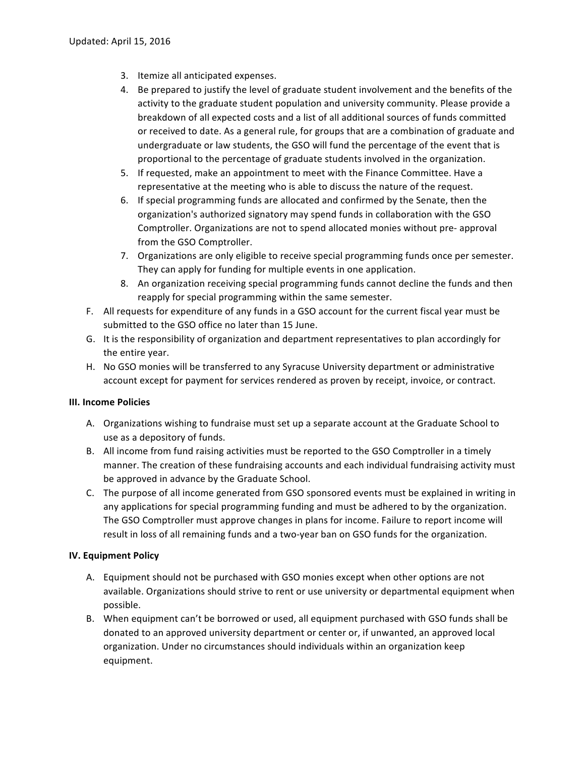3. Itemize all anticipated expenses.
4. Be prepared to justify the level of graduate student involvement and the benefits of the activity to the graduate student population and university community. Please provide a breakdown of all expected costs and a list of all additional sources of funds committed or received to date. As a general rule, for groups that are a combination of graduate and undergraduate or law students, the GSO will fund the percentage of the event that is proportional to the percentage of graduate students involved in the organization.
5. If requested, make an appointment to meet with the Finance Committee. Have a representative at the meeting who is able to discuss the nature of the request.
6. If special programming funds are allocated and confirmed by the Senate, then the organization's authorized signatory may spend funds in collaboration with the GSO Comptroller. Organizations are not to spend allocated monies without pre- approval from the GSO Comptroller.
7. Organizations are only eligible to receive special programming funds once per semester. They can apply for funding for multiple events in one application.
8. An organization receiving special programming funds cannot decline the funds and then reapply for special programming within the same semester.

F. All requests for expenditure of any funds in a GSO account for the current fiscal year must be submitted to the GSO office no later than 15 June.

G. It is the responsibility of organization and department representatives to plan accordingly for the entire year.

H. No GSO monies will be transferred to any Syracuse University department or administrative account except for payment for services rendered as proven by receipt, invoice, or contract.

**III. Income Policies**

A. Organizations wishing to fundraise must set up a separate account at the Graduate School to use as a depository of funds.

B. All income from fund raising activities must be reported to the GSO Comptroller in a timely manner. The creation of these fundraising accounts and each individual fundraising activity must be approved in advance by the Graduate School.

C. The purpose of all income generated from GSO sponsored events must be explained in writing in any applications for special programming funding and must be adhered to by the organization. The GSO Comptroller must approve changes in plans for income. Failure to report income will result in loss of all remaining funds and a two-year ban on GSO funds for the organization.

**IV. Equipment Policy**

A. Equipment should not be purchased with GSO monies except when other options are not available. Organizations should strive to rent or use university or departmental equipment when possible.

B. When equipment can't be borrowed or used, all equipment purchased with GSO funds shall be donated to an approved university department or center or, if unwanted, an approved local organization. Under no circumstances should individuals within an organization keep equipment.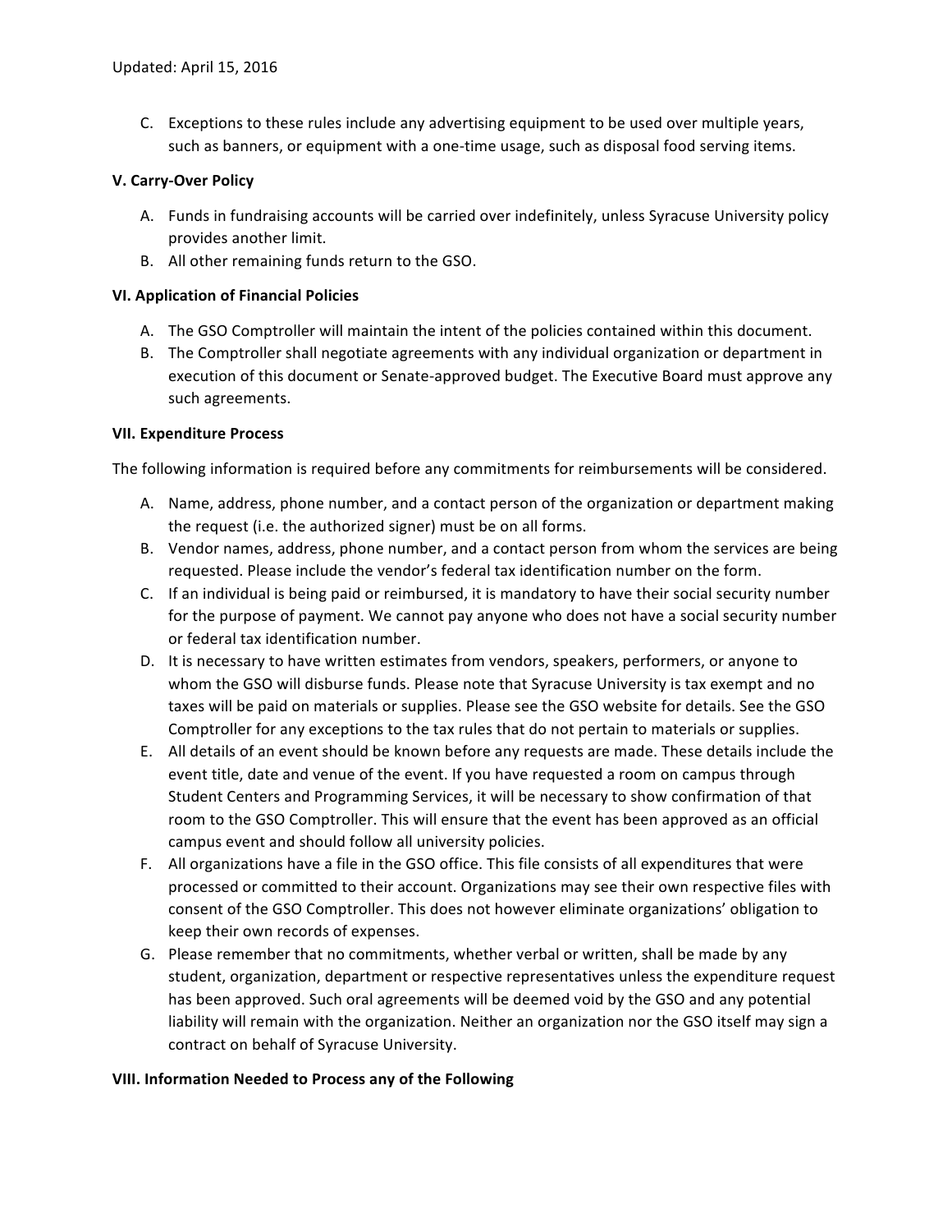C. Exceptions to these rules include any advertising equipment to be used over multiple years, such as banners, or equipment with a one-time usage, such as disposal food serving items.

**V. Carry-Over Policy**

A. Funds in fundraising accounts will be carried over indefinitely, unless Syracuse University policy provides another limit.
B. All other remaining funds return to the GSO.

**VI. Application of Financial Policies**

A. The GSO Comptroller will maintain the intent of the policies contained within this document.
B. The Comptroller shall negotiate agreements with any individual organization or department in execution of this document or Senate-approved budget. The Executive Board must approve any such agreements.

**VII. Expenditure Process**

The following information is required before any commitments for reimbursements will be considered.

A. Name, address, phone number, and a contact person of the organization or department making the request (i.e. the authorized signer) must be on all forms.
B. Vendor names, address, phone number, and a contact person from whom the services are being requested. Please include the vendor's federal tax identification number on the form.
C. If an individual is being paid or reimbursed, it is mandatory to have their social security number for the purpose of payment. We cannot pay anyone who does not have a social security number or federal tax identification number.
D. It is necessary to have written estimates from vendors, speakers, performers, or anyone to whom the GSO will disburse funds. Please note that Syracuse University is tax exempt and no taxes will be paid on materials or supplies. Please see the GSO website for details. See the GSO Comptroller for any exceptions to the tax rules that do not pertain to materials or supplies.
E. All details of an event should be known before any requests are made. These details include the event title, date and venue of the event. If you have requested a room on campus through Student Centers and Programming Services, it will be necessary to show confirmation of that room to the GSO Comptroller. This will ensure that the event has been approved as an official campus event and should follow all university policies.
F. All organizations have a file in the GSO office. This file consists of all expenditures that were processed or committed to their account. Organizations may see their own respective files with consent of the GSO Comptroller. This does not however eliminate organizations' obligation to keep their own records of expenses.
G. Please remember that no commitments, whether verbal or written, shall be made by any student, organization, department or respective representatives unless the expenditure request has been approved. Such oral agreements will be deemed void by the GSO and any potential liability will remain with the organization. Neither an organization nor the GSO itself may sign a contract on behalf of Syracuse University.

**VIII. Information Needed to Process any of the Following**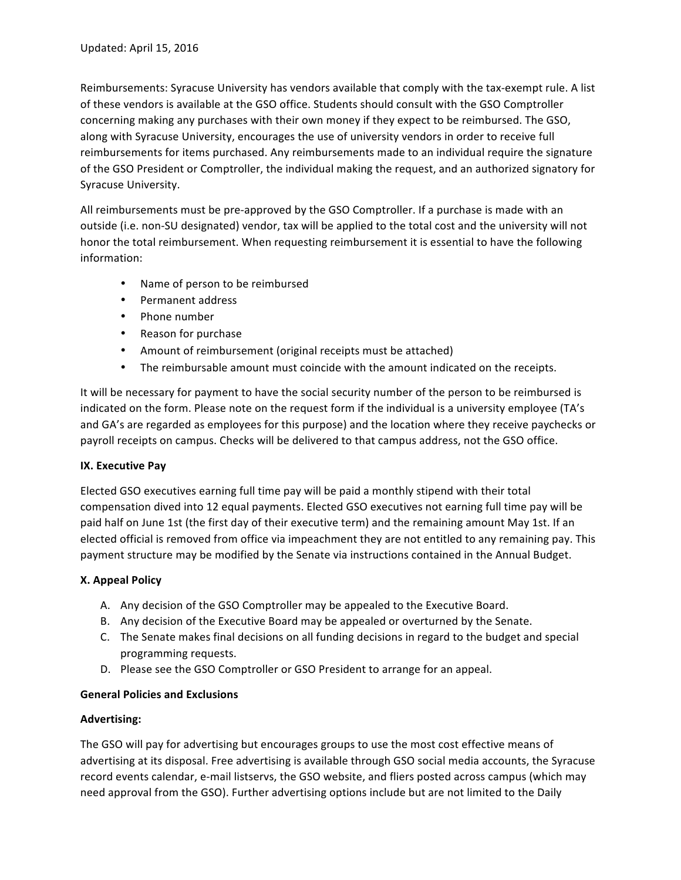Updated: April 15, 2016

Reimbursements: Syracuse University has vendors available that comply with the tax-exempt rule. A list of these vendors is available at the GSO office. Students should consult with the GSO Comptroller concerning making any purchases with their own money if they expect to be reimbursed. The GSO, along with Syracuse University, encourages the use of university vendors in order to receive full reimbursements for items purchased. Any reimbursements made to an individual require the signature of the GSO President or Comptroller, the individual making the request, and an authorized signatory for Syracuse University.

All reimbursements must be pre-approved by the GSO Comptroller. If a purchase is made with an outside (i.e. non-SU designated) vendor, tax will be applied to the total cost and the university will not honor the total reimbursement. When requesting reimbursement it is essential to have the following information:

- Name of person to be reimbursed
- Permanent address
- Phone number
- Reason for purchase
- Amount of reimbursement (original receipts must be attached)
- The reimbursable amount must coincide with the amount indicated on the receipts.

It will be necessary for payment to have the social security number of the person to be reimbursed is indicated on the form. Please note on the request form if the individual is a university employee (TA's and GA's are regarded as employees for this purpose) and the location where they receive paychecks or payroll receipts on campus. Checks will be delivered to that campus address, not the GSO office.

**IX. Executive Pay**

Elected GSO executives earning full time pay will be paid a monthly stipend with their total compensation dived into 12 equal payments. Elected GSO executives not earning full time pay will be paid half on June 1st (the first day of their executive term) and the remaining amount May 1st. If an elected official is removed from office via impeachment they are not entitled to any remaining pay. This payment structure may be modified by the Senate via instructions contained in the Annual Budget.

**X. Appeal Policy**

A. Any decision of the GSO Comptroller may be appealed to the Executive Board.
B. Any decision of the Executive Board may be appealed or overturned by the Senate.
C. The Senate makes final decisions on all funding decisions in regard to the budget and special programming requests.
D. Please see the GSO Comptroller or GSO President to arrange for an appeal.

**General Policies and Exclusions**

**Advertising:**

The GSO will pay for advertising but encourages groups to use the most cost effective means of advertising at its disposal. Free advertising is available through GSO social media accounts, the Syracuse record events calendar, e-mail listservs, the GSO website, and fliers posted across campus (which may need approval from the GSO). Further advertising options include but are not limited to the Daily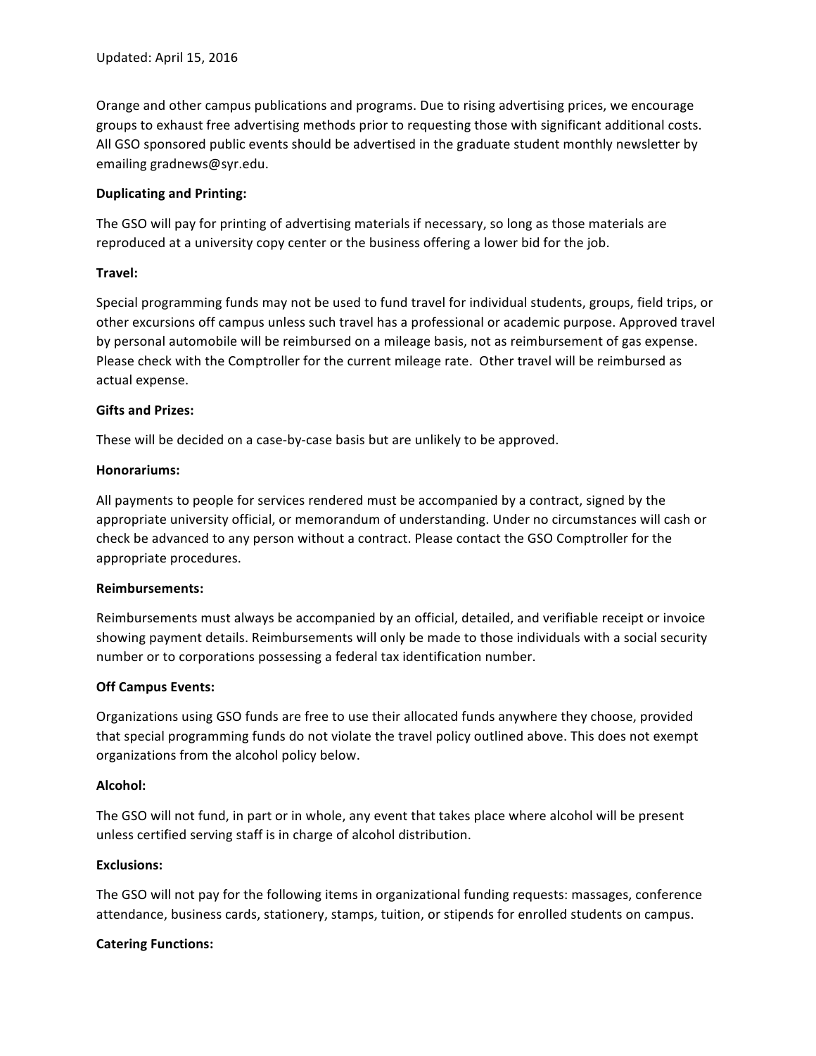Updated: April 15, 2016

Orange and other campus publications and programs. Due to rising advertising prices, we encourage groups to exhaust free advertising methods prior to requesting those with significant additional costs. All GSO sponsored public events should be advertised in the graduate student monthly newsletter by emailing gradnews@syr.edu.

**Duplicating and Printing:**

The GSO will pay for printing of advertising materials if necessary, so long as those materials are reproduced at a university copy center or the business offering a lower bid for the job.

**Travel:**

Special programming funds may not be used to fund travel for individual students, groups, field trips, or other excursions off campus unless such travel has a professional or academic purpose. Approved travel by personal automobile will be reimbursed on a mileage basis, not as reimbursement of gas expense. Please check with the Comptroller for the current mileage rate. Other travel will be reimbursed as actual expense.

**Gifts and Prizes:**

These will be decided on a case-by-case basis but are unlikely to be approved.

**Honorariums:**

All payments to people for services rendered must be accompanied by a contract, signed by the appropriate university official, or memorandum of understanding. Under no circumstances will cash or check be advanced to any person without a contract. Please contact the GSO Comptroller for the appropriate procedures.

**Reimbursements:**

Reimbursements must always be accompanied by an official, detailed, and verifiable receipt or invoice showing payment details. Reimbursements will only be made to those individuals with a social security number or to corporations possessing a federal tax identification number.

**Off Campus Events:**

Organizations using GSO funds are free to use their allocated funds anywhere they choose, provided that special programming funds do not violate the travel policy outlined above. This does not exempt organizations from the alcohol policy below.

**Alcohol:**

The GSO will not fund, in part or in whole, any event that takes place where alcohol will be present unless certified serving staff is in charge of alcohol distribution.

**Exclusions:**

The GSO will not pay for the following items in organizational funding requests: massages, conference attendance, business cards, stationery, stamps, tuition, or stipends for enrolled students on campus.

**Catering Functions:**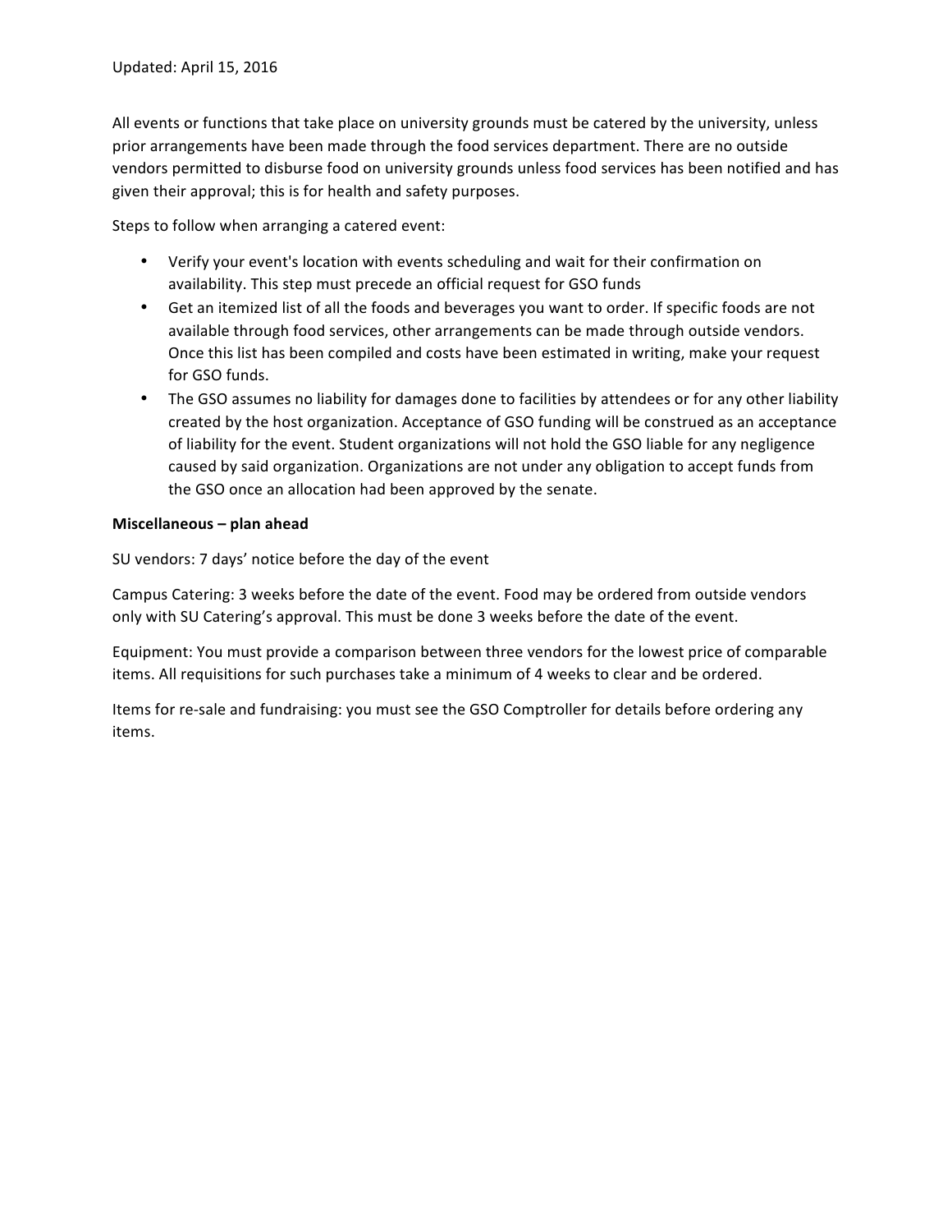Updated: April 15, 2016

All events or functions that take place on university grounds must be catered by the university, unless prior arrangements have been made through the food services department. There are no outside vendors permitted to disburse food on university grounds unless food services has been notified and has given their approval; this is for health and safety purposes.

Steps to follow when arranging a catered event:

- Verify your event's location with events scheduling and wait for their confirmation on availability. This step must precede an official request for GSO funds
- Get an itemized list of all the foods and beverages you want to order. If specific foods are not available through food services, other arrangements can be made through outside vendors. Once this list has been compiled and costs have been estimated in writing, make your request for GSO funds.
- The GSO assumes no liability for damages done to facilities by attendees or for any other liability created by the host organization. Acceptance of GSO funding will be construed as an acceptance of liability for the event. Student organizations will not hold the GSO liable for any negligence caused by said organization. Organizations are not under any obligation to accept funds from the GSO once an allocation had been approved by the senate.

**Miscellaneous – plan ahead**

SU vendors: 7 days' notice before the day of the event

Campus Catering: 3 weeks before the date of the event. Food may be ordered from outside vendors only with SU Catering's approval. This must be done 3 weeks before the date of the event.

Equipment: You must provide a comparison between three vendors for the lowest price of comparable items. All requisitions for such purchases take a minimum of 4 weeks to clear and be ordered.

Items for re-sale and fundraising: you must see the GSO Comptroller for details before ordering any items.